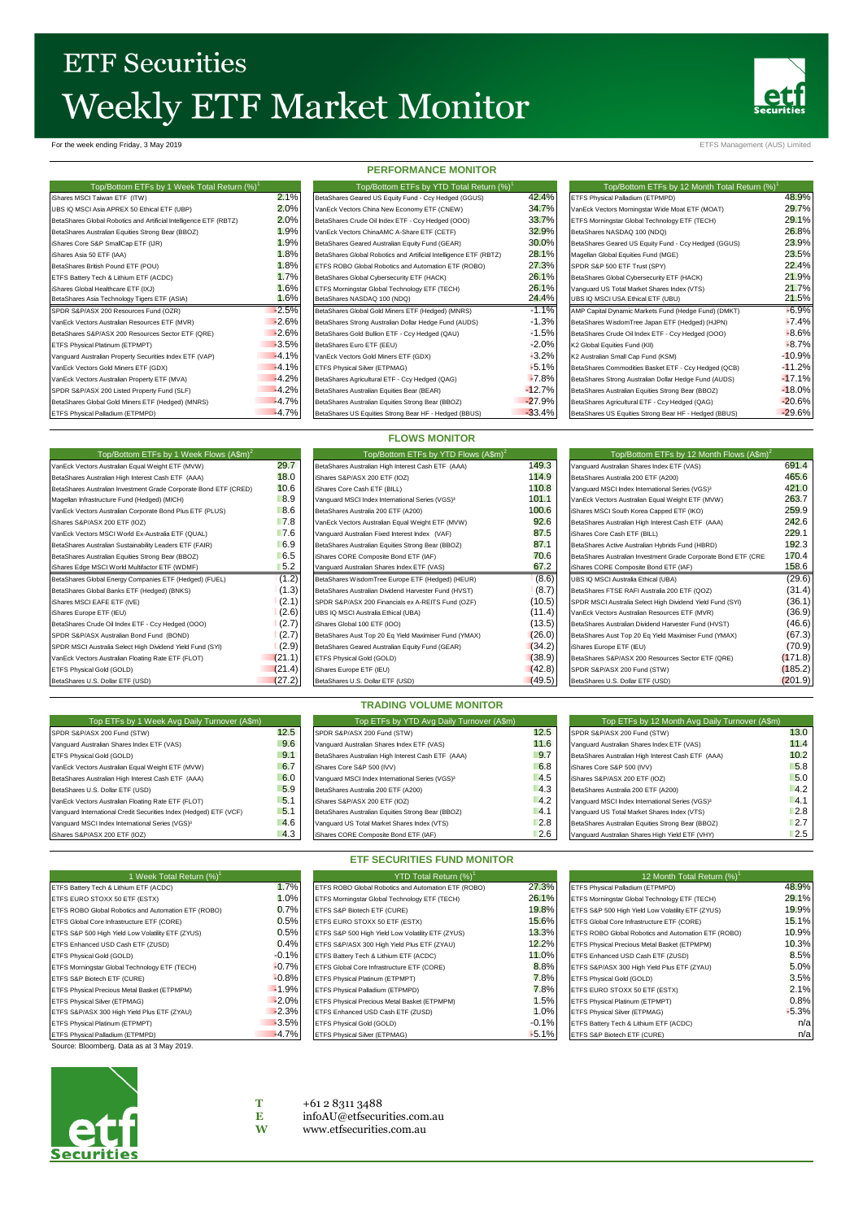# ETF Securities
# Weekly ETF Market Monitor

For the week ending Friday, 3 May 2019

ETFS Management (AUS) Limited

## PERFORMANCE MONITOR

| Top/Bottom ETFs by 1 Week Total Return (%)[1] | |
|---|---|
| iShares MSCI Taiwan ETF (ITW) | 2.1% |
| UBS IQ MSCI Asia APREX 50 Ethical ETF (UBP) | 2.0% |
| BetaShares Global Robotics and Artificial Intelligence ETF (RBTZ) | 2.0% |
| BetaShares Australian Equities Strong Bear (BBOZ) | 1.9% |
| iShares Core S&P SmallCap ETF (IJR) | 1.9% |
| iShares Asia 50 ETF (IAA) | 1.8% |
| BetaShares British Pound ETF (POU) | 1.8% |
| ETFS Battery Tech & Lithium ETF (ACDC) | 1.7% |
| iShares Global Healthcare ETF (IXJ) | 1.6% |
| BetaShares Asia Technology Tigers ETF (ASIA) | 1.6% |
| SPDR S&P/ASX 200 Resources Fund (OZR) | -2.5% |
| VanEck Vectors Australian Resources ETF (MVR) | -2.6% |
| BetaShares S&P/ASX 200 Resources Sector ETF (QRE) | -2.6% |
| ETFS Physical Platinum (ETPMPT) | -3.5% |
| Vanguard Australian Property Securities Index ETF (VAP) | -4.1% |
| VanEck Vectors Gold Miners ETF (GDX) | -4.1% |
| VanEck Vectors Australian Property ETF (MVA) | -4.2% |
| SPDR S&P/ASX 200 Listed Property Fund (SLF) | -4.2% |
| BetaShares Global Gold Miners ETF (Hedged) (MNRS) | -4.7% |
| ETFS Physical Palladium (ETPMPD) | -4.7% |

| Top/Bottom ETFs by YTD Total Return (%)[1] | |
|---|---|
| BetaShares Geared US Equity Fund - Ccy Hedged (GGUS) | 42.4% |
| VanEck Vectors China New Economy ETF (CNEW) | 34.7% |
| BetaShares Crude Oil Index ETF - Ccy Hedged (OOO) | 33.7% |
| VanEck Vectors ChinaAMC A-Share ETF (CETF) | 32.9% |
| BetaShares Geared Australian Equity Fund (GEAR) | 30.0% |
| BetaShares Global Robotics and Artificial Intelligence ETF (RBTZ) | 28.1% |
| ETFS ROBO Global Robotics and Automation ETF (ROBO) | 27.3% |
| BetaShares Global Cybersecurity ETF (HACK) | 26.1% |
| ETFS Morningstar Global Technology ETF (TECH) | 26.1% |
| BetaShares NASDAQ 100 (NDQ) | 24.4% |
| BetaShares Global Gold Miners ETF (Hedged) (MNRS) | -1.1% |
| BetaShares Strong Australian Dollar Hedge Fund (AUDS) | -1.3% |
| BetaShares Gold Bullion ETF - Ccy Hedged (QAU) | -1.5% |
| BetaShares Euro ETF (EEU) | -2.0% |
| VanEck Vectors Gold Miners ETF (GDX) | -3.2% |
| ETFS Physical Silver (ETPMAG) | -5.1% |
| BetaShares Agricultural ETF - Ccy Hedged (QAG) | -7.8% |
| BetaShares Australian Equities Bear (BEAR) | -12.7% |
| BetaShares Australian Equities Strong Bear (BBOZ) | -27.9% |
| BetaShares US Equities Strong Bear HF - Hedged (BBUS) | -33.4% |

| Top/Bottom ETFs by 12 Month Total Return (%)[1] | |
|---|---|
| ETFS Physical Palladium (ETPMPD) | 48.9% |
| VanEck Vectors Morningstar Wide Moat ETF (MOAT) | 29.7% |
| ETFS Morningstar Global Technology ETF (TECH) | 29.1% |
| BetaShares NASDAQ 100 (NDQ) | 26.8% |
| BetaShares Geared US Equity Fund - Ccy Hedged (GGUS) | 23.9% |
| Magellan Global Equities Fund (MGE) | 23.5% |
| SPDR S&P 500 ETF Trust (SPY) | 22.4% |
| BetaShares Global Cybersecurity ETF (HACK) | 21.9% |
| Vanguard US Total Market Shares Index (VTS) | 21.7% |
| UBS IQ MSCI USA Ethical ETF (UBU) | 21.5% |
| AMP Capital Dynamic Markets Fund (Hedge Fund) (DMKT) | -6.9% |
| BetaShares WisdomTree Japan ETF (Hedged) (HJPN) | -7.4% |
| BetaShares Crude Oil Index ETF - Ccy Hedged (OOO) | -8.6% |
| K2 Global Equities Fund (KII) | -8.7% |
| K2 Australian Small Cap Fund (KSM) | -10.9% |
| BetaShares Commodities Basket ETF - Ccy Hedged (QCB) | -11.2% |
| BetaShares Strong Australian Dollar Hedge Fund (AUDS) | -17.1% |
| BetaShares Australian Equities Strong Bear (BBOZ) | -18.0% |
| BetaShares Agricultural ETF - Ccy Hedged (QAG) | -20.6% |
| BetaShares US Equities Strong Bear HF - Hedged (BBUS) | -29.6% |

## FLOWS MONITOR

| Top/Bottom ETFs by 1 Week Flows (A$m)[2] | |
|---|---|
| VanEck Vectors Australian Equal Weight ETF (MVW) | 29.7 |
| BetaShares Australian High Interest Cash ETF (AAA) | 18.0 |
| BetaShares Australian Investment Grade Corporate Bond ETF (CRED) | 10.6 |
| Magellan Infrastructure Fund (Hedged) (MICH) | 8.9 |
| VanEck Vectors Australian Corporate Bond Plus ETF (PLUS) | 8.6 |
| iShares S&P/ASX 200 ETF (IOZ) | 7.8 |
| VanEck Vectors MSCI World Ex-Australia ETF (QUAL) | 7.6 |
| BetaShares Australian Sustainability Leaders ETF (FAIR) | 6.9 |
| BetaShares Australian Equities Strong Bear (BBOZ) | 6.5 |
| iShares Edge MSCI World Multifactor ETF (WDMF) | 5.2 |
| BetaShares Global Energy Companies ETF (Hedged) (FUEL) | (1.2) |
| BetaShares Global Banks ETF (Hedged) (BNKS) | (1.3) |
| iShares MSCI EAFE ETF (IVE) | (2.1) |
| iShares Europe ETF (IEU) | (2.6) |
| BetaShares Crude Oil Index ETF - Ccy Hedged (OOO) | (2.7) |
| SPDR S&P/ASX Australian Bond Fund (BOND) | (2.7) |
| SPDR MSCI Australia Select High Dividend Yield Fund (SYI) | (2.9) |
| VanEck Vectors Australian Floating Rate ETF (FLOT) | (21.1) |
| ETFS Physical Gold (GOLD) | (21.4) |
| BetaShares U.S. Dollar ETF (USD) | (27.2) |

| Top/Bottom ETFs by YTD Flows (A$m)[2] | |
|---|---|
| BetaShares Australian High Interest Cash ETF (AAA) | 149.3 |
| iShares S&P/ASX 200 ETF (IOZ) | 114.9 |
| iShares Core Cash ETF (BILL) | 110.8 |
| Vanguard MSCI Index International Series (VGS)[3] | 101.1 |
| BetaShares Australia 200 ETF (A200) | 100.6 |
| VanEck Vectors Australian Equal Weight ETF (MVW) | 92.6 |
| Vanguard Australian Fixed Interest Index (VAF) | 87.5 |
| BetaShares Australian Equities Strong Bear (BBOZ) | 87.1 |
| iShares CORE Composite Bond ETF (IAF) | 70.6 |
| Vanguard Australian Shares Index ETF (VAS) | 67.2 |
| BetaShares WisdomTree Europe ETF (Hedged) (HEUR) | (8.6) |
| BetaShares Australian Dividend Harvester Fund (HVST) | (8.7) |
| SPDR S&P/ASX 200 Financials ex A-REITS Fund (OZF) | (10.5) |
| UBS IQ MSCI Australia Ethical (UBA) | (11.4) |
| iShares Global 100 ETF (IOO) | (13.5) |
| BetaShares Aust Top 20 Eq Yield Maximiser Fund (YMAX) | (26.0) |
| BetaShares Geared Australian Equity Fund (GEAR) | (34.2) |
| ETFS Physical Gold (GOLD) | (38.9) |
| iShares Europe ETF (IEU) | (42.8) |
| BetaShares U.S. Dollar ETF (USD) | (49.5) |

| Top/Bottom ETFs by 12 Month Flows (A$m)[2] | |
|---|---|
| Vanguard Australian Shares Index ETF (VAS) | 691.4 |
| BetaShares Australia 200 ETF (A200) | 465.6 |
| Vanguard MSCI Index International Series (VGS)[3] | 421.0 |
| VanEck Vectors Australian Equal Weight ETF (MVW) | 263.7 |
| iShares MSCI South Korea Capped ETF (IKO) | 259.9 |
| BetaShares Australian High Interest Cash ETF (AAA) | 242.6 |
| iShares Core Cash ETF (BILL) | 229.1 |
| BetaShares Active Australian Hybrids Fund (HBRD) | 192.3 |
| BetaShares Australian Investment Grade Corporate Bond ETF (CRE | 170.4 |
| iShares CORE Composite Bond ETF (IAF) | 158.6 |
| UBS IQ MSCI Australia Ethical (UBA) | (29.6) |
| BetaShares FTSE RAFI Australia 200 ETF (QOZ) | (31.4) |
| SPDR MSCI Australia Select High Dividend Yield Fund (SYI) | (36.1) |
| VanEck Vectors Australian Resources ETF (MVR) | (36.9) |
| BetaShares Australian Dividend Harvester Fund (HVST) | (46.6) |
| BetaShares Aust Top 20 Eq Yield Maximiser Fund (YMAX) | (67.3) |
| iShares Europe ETF (IEU) | (70.9) |
| BetaShares S&P/ASX 200 Resources Sector ETF (QRE) | (171.8) |
| SPDR S&P/ASX 200 Fund (STW) | (185.2) |
| BetaShares U.S. Dollar ETF (USD) | (201.9) |

## TRADING VOLUME MONITOR

| Top ETFs by 1 Week Avg Daily Turnover (A$m) | |
|---|---|
| SPDR S&P/ASX 200 Fund (STW) | 12.5 |
| Vanguard Australian Shares Index ETF (VAS) | 9.6 |
| ETFS Physical Gold (GOLD) | 9.1 |
| VanEck Vectors Australian Equal Weight ETF (MVW) | 6.7 |
| BetaShares Australian High Interest Cash ETF (AAA) | 6.0 |
| BetaShares U.S. Dollar ETF (USD) | 5.9 |
| VanEck Vectors Australian Floating Rate ETF (FLOT) | 5.1 |
| Vanguard International Credit Securities Index (Hedged) ETF (VCF) | 5.1 |
| Vanguard MSCI Index International Series (VGS)[3] | 4.6 |
| iShares S&P/ASX 200 ETF (IOZ) | 4.3 |

| Top ETFs by YTD Avg Daily Turnover (A$m) | |
|---|---|
| SPDR S&P/ASX 200 Fund (STW) | 12.5 |
| Vanguard Australian Shares Index ETF (VAS) | 11.6 |
| BetaShares Australian High Interest Cash ETF (AAA) | 9.7 |
| iShares Core S&P 500 (IVV) | 6.8 |
| Vanguard MSCI Index International Series (VGS)[3] | 4.5 |
| BetaShares Australia 200 ETF (A200) | 4.3 |
| iShares S&P/ASX 200 ETF (IOZ) | 4.2 |
| BetaShares Australian Equities Strong Bear (BBOZ) | 4.1 |
| Vanguard US Total Market Shares Index (VTS) | 2.8 |
| iShares CORE Composite Bond ETF (IAF) | 2.6 |

| Top ETFs by 12 Month Avg Daily Turnover (A$m) | |
|---|---|
| SPDR S&P/ASX 200 Fund (STW) | 13.0 |
| Vanguard Australian Shares Index ETF (VAS) | 11.4 |
| BetaShares Australian High Interest Cash ETF (AAA) | 10.2 |
| iShares Core S&P 500 (IVV) | 5.8 |
| iShares S&P/ASX 200 ETF (IOZ) | 5.0 |
| BetaShares Australia 200 ETF (A200) | 4.2 |
| Vanguard MSCI Index International Series (VGS)[3] | 4.1 |
| Vanguard US Total Market Shares Index (VTS) | 2.8 |
| BetaShares Australian Equities Strong Bear (BBOZ) | 2.7 |
| Vanguard Australian Shares High Yield ETF (VHY) | 2.5 |

## ETF SECURITIES FUND MONITOR

| 1 Week Total Return (%)[1] | |
|---|---|
| ETFS Battery Tech & Lithium ETF (ACDC) | 1.7% |
| ETFS EURO STOXX 50 ETF (ESTX) | 1.0% |
| ETFS ROBO Global Robotics and Automation ETF (ROBO) | 0.7% |
| ETFS Global Core Infrastructure ETF (CORE) | 0.5% |
| ETFS S&P 500 High Yield Low Volatility ETF (ZYUS) | 0.5% |
| ETFS Enhanced USD Cash ETF (ZUSD) | 0.4% |
| ETFS Physical Gold (GOLD) | -0.1% |
| ETFS Morningstar Global Technology ETF (TECH) | -0.7% |
| ETFS S&P Biotech ETF (CURE) | -0.8% |
| ETFS Physical Precious Metal Basket (ETPMPM) | -1.9% |
| ETFS Physical Silver (ETPMAG) | -2.0% |
| ETFS S&P/ASX 300 High Yield Plus ETF (ZYAU) | -2.3% |
| ETFS Physical Platinum (ETPMPT) | -3.5% |
| ETFS Physical Palladium (ETPMPD) | -4.7% |

| YTD Total Return (%)[1] | |
|---|---|
| ETFS ROBO Global Robotics and Automation ETF (ROBO) | 27.3% |
| ETFS Morningstar Global Technology ETF (TECH) | 26.1% |
| ETFS S&P Biotech ETF (CURE) | 19.8% |
| ETFS EURO STOXX 50 ETF (ESTX) | 15.6% |
| ETFS S&P 500 High Yield Low Volatility ETF (ZYUS) | 13.3% |
| ETFS S&P/ASX 300 High Yield Plus ETF (ZYAU) | 12.2% |
| ETFS Battery Tech & Lithium ETF (ACDC) | 11.0% |
| ETFS Global Core Infrastructure ETF (CORE) | 8.8% |
| ETFS Physical Platinum (ETPMPT) | 7.8% |
| ETFS Physical Palladium (ETPMPD) | 7.8% |
| ETFS Physical Precious Metal Basket (ETPMPM) | 1.5% |
| ETFS Enhanced USD Cash ETF (ZUSD) | 1.0% |
| ETFS Physical Gold (GOLD) | -0.1% |
| ETFS Physical Silver (ETPMAG) | -5.1% |

| 12 Month Total Return (%)[1] | |
|---|---|
| ETFS Physical Palladium (ETPMPD) | 48.9% |
| ETFS Morningstar Global Technology ETF (TECH) | 29.1% |
| ETFS S&P 500 High Yield Low Volatility ETF (ZYUS) | 19.9% |
| ETFS Global Core Infrastructure ETF (CORE) | 15.1% |
| ETFS ROBO Global Robotics and Automation ETF (ROBO) | 10.9% |
| ETFS Physical Precious Metal Basket (ETPMPM) | 10.3% |
| ETFS Enhanced USD Cash ETF (ZUSD) | 8.5% |
| ETFS S&P/ASX 300 High Yield Plus ETF (ZYAU) | 5.0% |
| ETFS Physical Gold (GOLD) | 3.5% |
| ETFS EURO STOXX 50 ETF (ESTX) | 2.1% |
| ETFS Physical Platinum (ETPMPT) | 0.8% |
| ETFS Physical Silver (ETPMAG) | -5.3% |
| ETFS Battery Tech & Lithium ETF (ACDC) | n/a |
| ETFS S&P Biotech ETF (CURE) | n/a |

Source: Bloomberg. Data as at 3 May 2019.

**T** +61 2 8311 3488
**E** infoAU@etfsecurities.com.au
**W** www.etfsecurities.com.au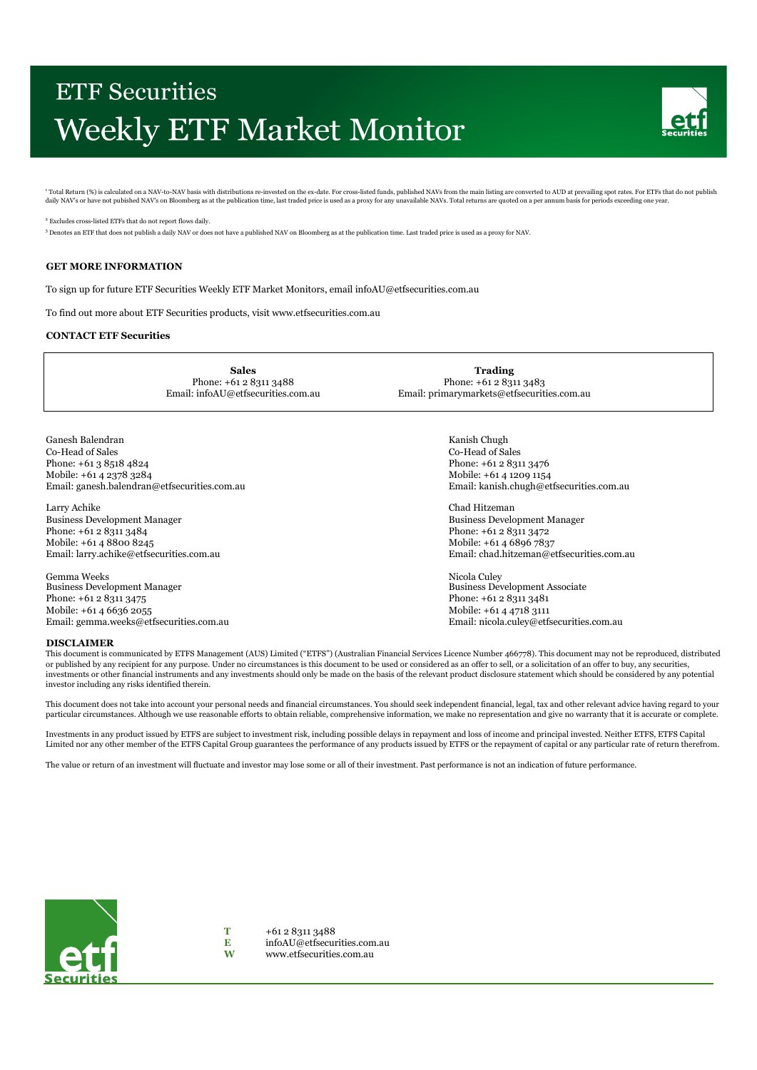# ETF Securities

# Weekly ETF Market Monitor

[1] Total Return (%) is calculated on a NAV-to-NAV basis with distributions re-invested on the ex-date. For cross-listed funds, published NAVs from the main listing are converted to AUD at prevailing spot rates. For ETFs that do not publish daily NAV's or have not pubished NAV's on Bloomberg as at the publication time, last traded price is used as a proxy for any unavailable NAVs. Total returns are quoted on a per annum basis for periods exceeding one year.

[2] Excludes cross-listed ETFs that do not report flows daily.

[3] Denotes an ETF that does not publish a daily NAV or does not have a published NAV on Bloomberg as at the publication time. Last traded price is used as a proxy for NAV.

**GET MORE INFORMATION**

To sign up for future ETF Securities Weekly ETF Market Monitors, email infoAU@etfsecurities.com.au

To find out more about ETF Securities products, visit www.etfsecurities.com.au

**CONTACT ETF Securities**

| Sales | Trading |
|---|---|
| Phone: +61 2 8311 3488 | Phone: +61 2 8311 3483 |
| Email: infoAU@etfsecurities.com.au | Email: primarymarkets@etfsecurities.com.au |

Ganesh Balendran
Co-Head of Sales
Phone: +61 3 8518 4824
Mobile: +61 4 2378 3284
Email: ganesh.balendran@etfsecurities.com.au

Kanish Chugh
Co-Head of Sales
Phone: +61 2 8311 3476
Mobile: +61 4 1209 1154
Email: kanish.chugh@etfsecurities.com.au

Larry Achike
Business Development Manager
Phone: +61 2 8311 3484
Mobile: +61 4 8800 8245
Email: larry.achike@etfsecurities.com.au

Chad Hitzeman
Business Development Manager
Phone: +61 2 8311 3472
Mobile: +61 4 6896 7837
Email: chad.hitzeman@etfsecurities.com.au

Gemma Weeks
Business Development Manager
Phone: +61 2 8311 3475
Mobile: +61 4 6636 2055
Email: gemma.weeks@etfsecurities.com.au

Nicola Culey
Business Development Associate
Phone: +61 2 8311 3481
Mobile: +61 4 4718 3111
Email: nicola.culey@etfsecurities.com.au

**DISCLAIMER**

This document is communicated by ETFS Management (AUS) Limited ("ETFS") (Australian Financial Services Licence Number 466778). This document may not be reproduced, distributed or published by any recipient for any purpose. Under no circumstances is this document to be used or considered as an offer to sell, or a solicitation of an offer to buy, any securities, investments or other financial instruments and any investments should only be made on the basis of the relevant product disclosure statement which should be considered by any potential investor including any risks identified therein.

This document does not take into account your personal needs and financial circumstances. You should seek independent financial, legal, tax and other relevant advice having regard to your particular circumstances. Although we use reasonable efforts to obtain reliable, comprehensive information, we make no representation and give no warranty that it is accurate or complete.

Investments in any product issued by ETFS are subject to investment risk, including possible delays in repayment and loss of income and principal invested. Neither ETFS, ETFS Capital Limited nor any other member of the ETFS Capital Group guarantees the performance of any products issued by ETFS or the repayment of capital or any particular rate of return therefrom.

The value or return of an investment will fluctuate and investor may lose some or all of their investment. Past performance is not an indication of future performance.

**T** +61 2 8311 3488
**E** infoAU@etfsecurities.com.au
**W** www.etfsecurities.com.au